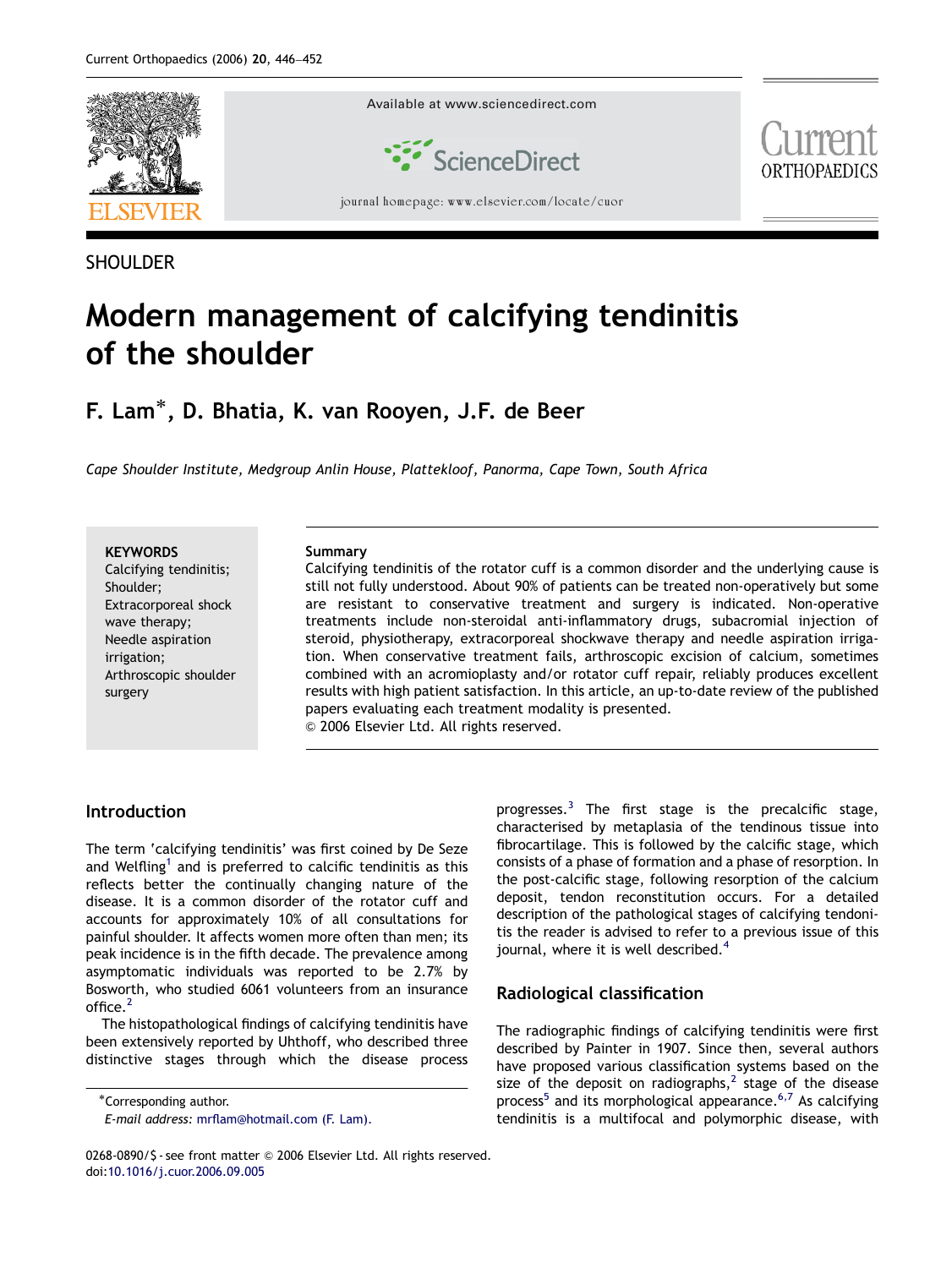SHOULDER

# Modern management of calcifying tendinitis of the shoulder

## F. Lam*, D. Bhatia, K. van Rooyen, J.F. de Beer

*Cape Shoulder Institute, Medgroup Anlin House, Plattekloof, Panorma, Cape Town, South Africa*

**KEYWORDS**
Calcifying tendinitis; Shoulder; Extracorporeal shock wave therapy; Needle aspiration irrigation; Arthroscopic shoulder surgery

**Summary**
Calcifying tendinitis of the rotator cuff is a common disorder and the underlying cause is still not fully understood. About 90% of patients can be treated non-operatively but some are resistant to conservative treatment and surgery is indicated. Non-operative treatments include non-steroidal anti-inflammatory drugs, subacromial injection of steroid, physiotherapy, extracorporeal shockwave therapy and needle aspiration irrigation. When conservative treatment fails, arthroscopic excision of calcium, sometimes combined with an acromioplasty and/or rotator cuff repair, reliably produces excellent results with high patient satisfaction. In this article, an up-to-date review of the published papers evaluating each treatment modality is presented.
© 2006 Elsevier Ltd. All rights reserved.

## Introduction

The term 'calcifying tendinitis' was first coined by De Seze and Welfling[1] and is preferred to calcific tendinitis as this reflects better the continually changing nature of the disease. It is a common disorder of the rotator cuff and accounts for approximately 10% of all consultations for painful shoulder. It affects women more often than men; its peak incidence is in the fifth decade. The prevalence among asymptomatic individuals was reported to be 2.7% by Bosworth, who studied 6061 volunteers from an insurance office.[2]

The histopathological findings of calcifying tendinitis have been extensively reported by Uhthoff, who described three distinctive stages through which the disease process progresses.[3] The first stage is the precalcific stage, characterised by metaplasia of the tendinous tissue into fibrocartilage. This is followed by the calcific stage, which consists of a phase of formation and a phase of resorption. In the post-calcific stage, following resorption of the calcium deposit, tendon reconstitution occurs. For a detailed description of the pathological stages of calcifying tendonitis the reader is advised to refer to a previous issue of this journal, where it is well described.[4]

## Radiological classification

The radiographic findings of calcifying tendinitis were first described by Painter in 1907. Since then, several authors have proposed various classification systems based on the size of the deposit on radiographs,[2] stage of the disease process[5] and its morphological appearance.[6,7] As calcifying tendinitis is a multifocal and polymorphic disease, with

*Corresponding author.
*E-mail address:* mrflam@hotmail.com (F. Lam).

0268-0890/$ - see front matter © 2006 Elsevier Ltd. All rights reserved.
doi:10.1016/j.cuor.2006.09.005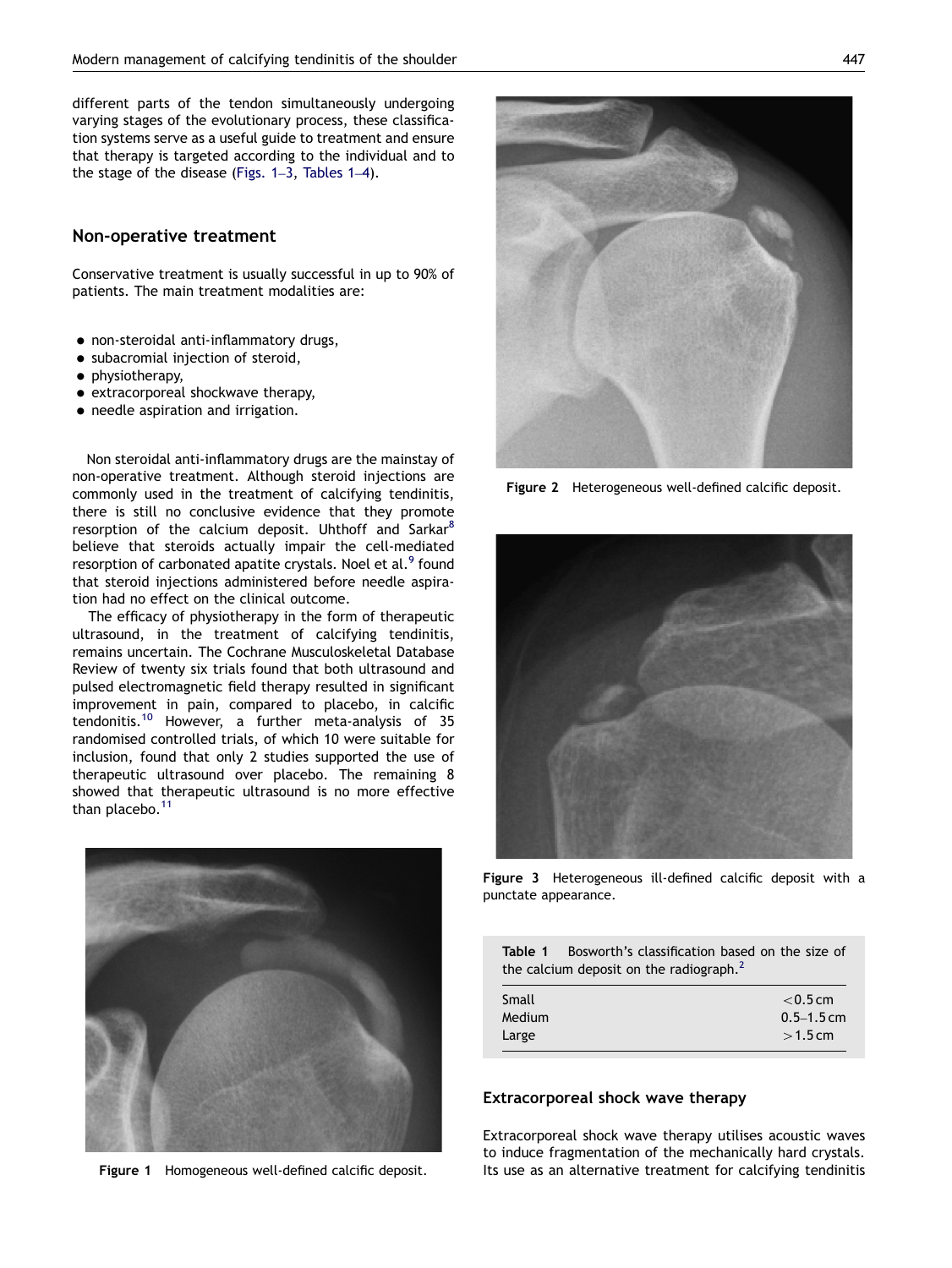different parts of the tendon simultaneously undergoing varying stages of the evolutionary process, these classification systems serve as a useful guide to treatment and ensure that therapy is targeted according to the individual and to the stage of the disease (Figs. 1–3, Tables 1–4).

## Non-operative treatment

Conservative treatment is usually successful in up to 90% of patients. The main treatment modalities are:

- non-steroidal anti-inflammatory drugs,
- subacromial injection of steroid,
- physiotherapy,
- extracorporeal shockwave therapy,
- needle aspiration and irrigation.

Non steroidal anti-inflammatory drugs are the mainstay of non-operative treatment. Although steroid injections are commonly used in the treatment of calcifying tendinitis, there is still no conclusive evidence that they promote resorption of the calcium deposit. Uhthoff and Sarkar[8] believe that steroids actually impair the cell-mediated resorption of carbonated apatite crystals. Noel et al.[9] found that steroid injections administered before needle aspiration had no effect on the clinical outcome.

The efficacy of physiotherapy in the form of therapeutic ultrasound, in the treatment of calcifying tendinitis, remains uncertain. The Cochrane Musculoskeletal Database Review of twenty six trials found that both ultrasound and pulsed electromagnetic field therapy resulted in significant improvement in pain, compared to placebo, in calcific tendonitis.[10] However, a further meta-analysis of 35 randomised controlled trials, of which 10 were suitable for inclusion, found that only 2 studies supported the use of therapeutic ultrasound over placebo. The remaining 8 showed that therapeutic ultrasound is no more effective than placebo.[11]

**Figure 1** Homogeneous well-defined calcific deposit.

**Figure 2** Heterogeneous well-defined calcific deposit.

**Figure 3** Heterogeneous ill-defined calcific deposit with a punctate appearance.

**Table 1** Bosworth's classification based on the size of the calcium deposit on the radiograph.[2]

| | |
|---|---|
| Small | <0.5 cm |
| Medium | 0.5–1.5 cm |
| Large | >1.5 cm |

### Extracorporeal shock wave therapy

Extracorporeal shock wave therapy utilises acoustic waves to induce fragmentation of the mechanically hard crystals. Its use as an alternative treatment for calcifying tendinitis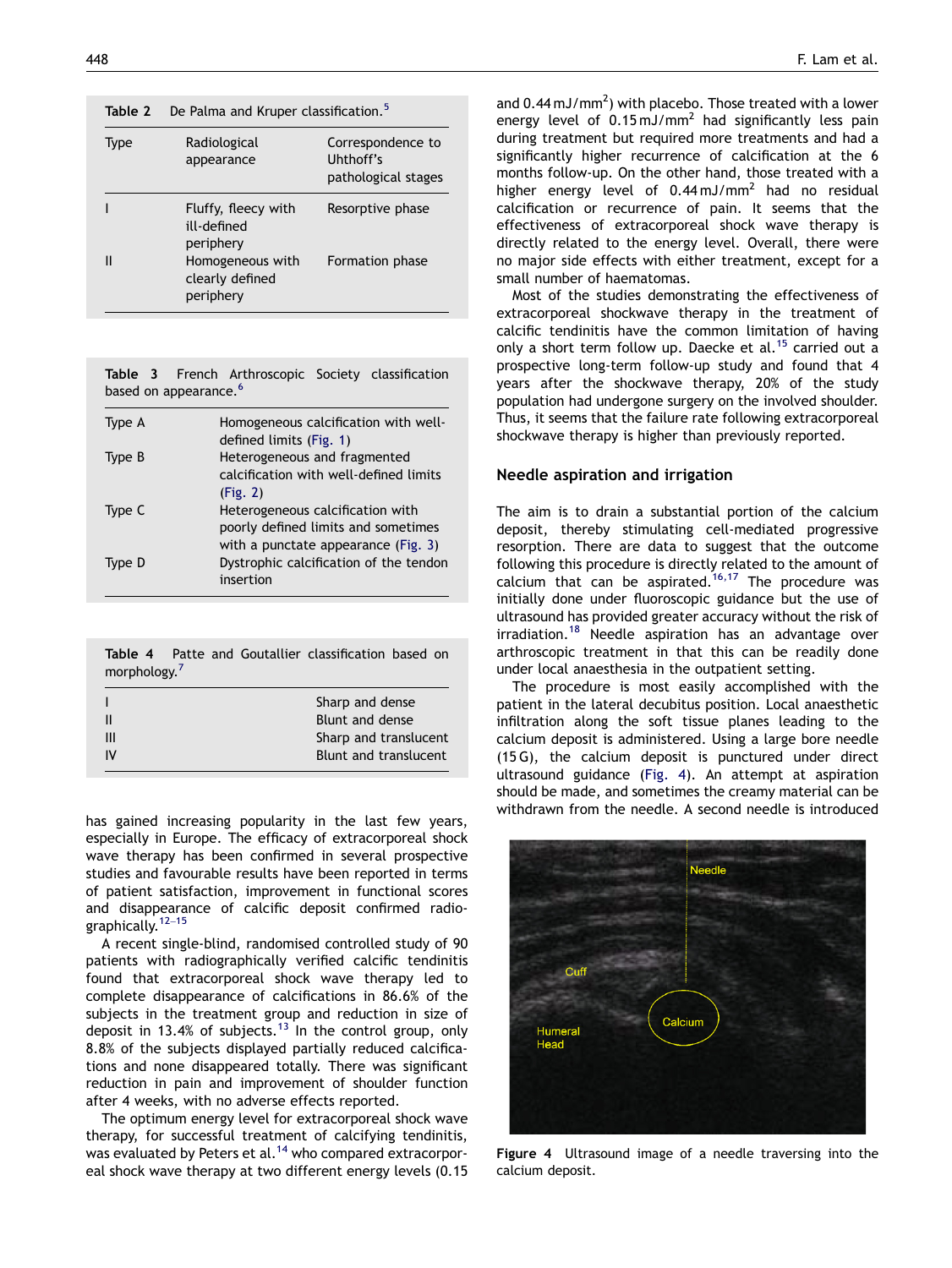Table 2 De Palma and Kruper classification.[5]

| Type | Radiological appearance | Correspondence to Uhthoff's pathological stages |
|---|---|---|
| I | Fluffy, fleecy with ill-defined periphery | Resorptive phase |
| II | Homogeneous with clearly defined periphery | Formation phase |

Table 3 French Arthroscopic Society classification based on appearance.[6]

| | |
|---|---|
| Type A | Homogeneous calcification with well-defined limits (Fig. 1) |
| Type B | Heterogeneous and fragmented calcification with well-defined limits (Fig. 2) |
| Type C | Heterogeneous calcification with poorly defined limits and sometimes with a punctate appearance (Fig. 3) |
| Type D | Dystrophic calcification of the tendon insertion |

Table 4 Patte and Goutallier classification based on morphology.[7]

| | |
|---|---|
| I | Sharp and dense |
| II | Blunt and dense |
| III | Sharp and translucent |
| IV | Blunt and translucent |

has gained increasing popularity in the last few years, especially in Europe. The efficacy of extracorporeal shock wave therapy has been confirmed in several prospective studies and favourable results have been reported in terms of patient satisfaction, improvement in functional scores and disappearance of calcific deposit confirmed radiographically.[12–15]

A recent single-blind, randomised controlled study of 90 patients with radiographically verified calcific tendinitis found that extracorporeal shock wave therapy led to complete disappearance of calcifications in 86.6% of the subjects in the treatment group and reduction in size of deposit in 13.4% of subjects.[13] In the control group, only 8.8% of the subjects displayed partially reduced calcifications and none disappeared totally. There was significant reduction in pain and improvement of shoulder function after 4 weeks, with no adverse effects reported.

The optimum energy level for extracorporeal shock wave therapy, for successful treatment of calcifying tendinitis, was evaluated by Peters et al.[14] who compared extracorporeal shock wave therapy at two different energy levels (0.15 and 0.44 mJ/mm$^2$) with placebo. Those treated with a lower energy level of 0.15 mJ/mm$^2$ had significantly less pain during treatment but required more treatments and had a significantly higher recurrence of calcification at the 6 months follow-up. On the other hand, those treated with a higher energy level of 0.44 mJ/mm$^2$ had no residual calcification or recurrence of pain. It seems that the effectiveness of extracorporeal shock wave therapy is directly related to the energy level. Overall, there were no major side effects with either treatment, except for a small number of haematomas.

Most of the studies demonstrating the effectiveness of extracorporeal shockwave therapy in the treatment of calcific tendinitis have the common limitation of having only a short term follow up. Daecke et al.[15] carried out a prospective long-term follow-up study and found that 4 years after the shockwave therapy, 20% of the study population had undergone surgery on the involved shoulder. Thus, it seems that the failure rate following extracorporeal shockwave therapy is higher than previously reported.

## Needle aspiration and irrigation

The aim is to drain a substantial portion of the calcium deposit, thereby stimulating cell-mediated progressive resorption. There are data to suggest that the outcome following this procedure is directly related to the amount of calcium that can be aspirated.[16,17] The procedure was initially done under fluoroscopic guidance but the use of ultrasound has provided greater accuracy without the risk of irradiation.[18] Needle aspiration has an advantage over arthroscopic treatment in that this can be readily done under local anaesthesia in the outpatient setting.

The procedure is most easily accomplished with the patient in the lateral decubitus position. Local anaesthetic infiltration along the soft tissue planes leading to the calcium deposit is administered. Using a large bore needle (15 G), the calcium deposit is punctured under direct ultrasound guidance (Fig. 4). An attempt at aspiration should be made, and sometimes the creamy material can be withdrawn from the needle. A second needle is introduced

Figure 4 Ultrasound image of a needle traversing into the calcium deposit.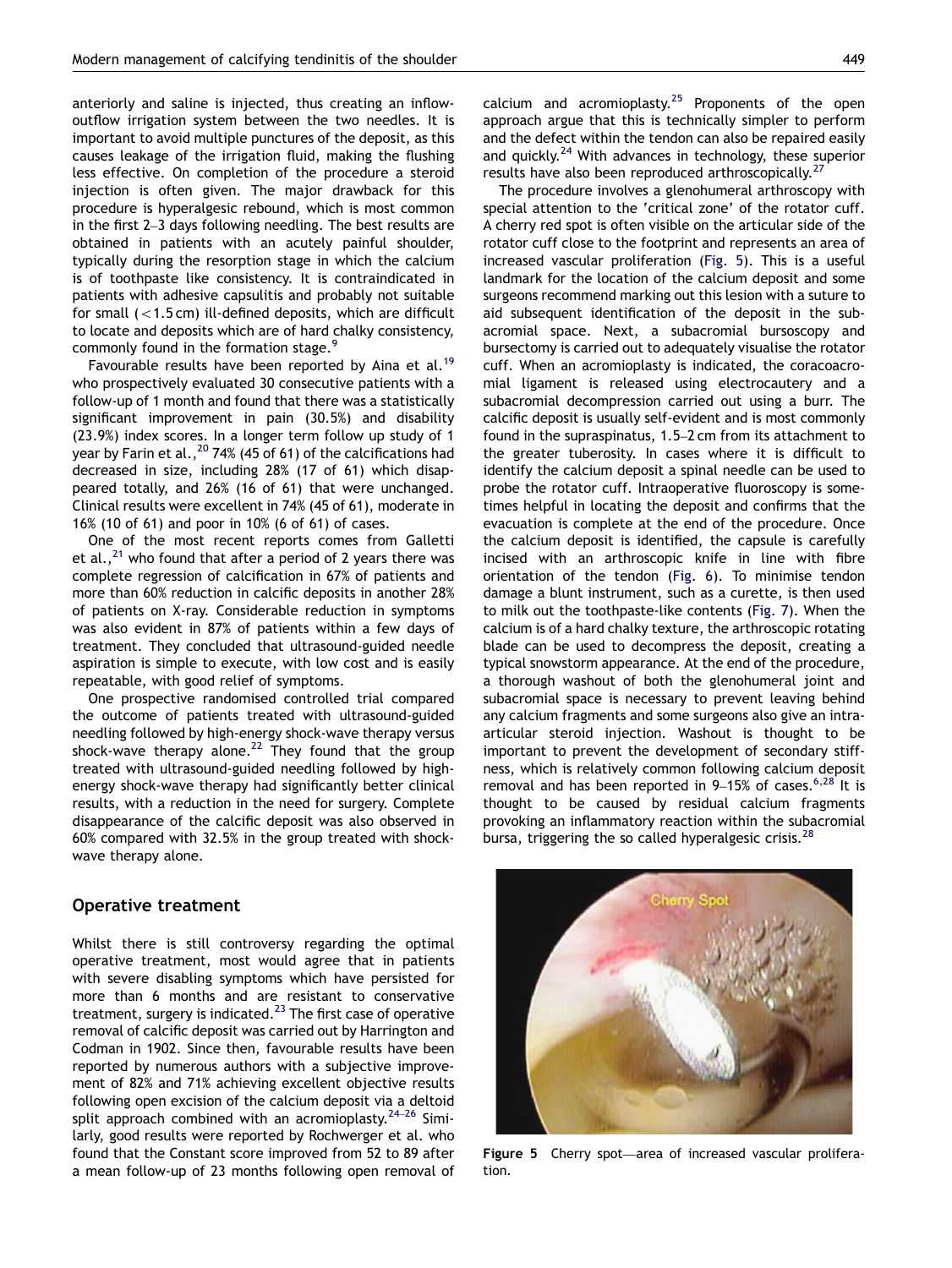anteriorly and saline is injected, thus creating an inflow-outflow irrigation system between the two needles. It is important to avoid multiple punctures of the deposit, as this causes leakage of the irrigation fluid, making the flushing less effective. On completion of the procedure a steroid injection is often given. The major drawback for this procedure is hyperalgesic rebound, which is most common in the first 2–3 days following needling. The best results are obtained in patients with an acutely painful shoulder, typically during the resorption stage in which the calcium is of toothpaste like consistency. It is contraindicated in patients with adhesive capsulitis and probably not suitable for small (<1.5 cm) ill-defined deposits, which are difficult to locate and deposits which are of hard chalky consistency, commonly found in the formation stage.[9]

Favourable results have been reported by Aina et al.[19] who prospectively evaluated 30 consecutive patients with a follow-up of 1 month and found that there was a statistically significant improvement in pain (30.5%) and disability (23.9%) index scores. In a longer term follow up study of 1 year by Farin et al.,[20] 74% (45 of 61) of the calcifications had decreased in size, including 28% (17 of 61) which disappeared totally, and 26% (16 of 61) that were unchanged. Clinical results were excellent in 74% (45 of 61), moderate in 16% (10 of 61) and poor in 10% (6 of 61) of cases.

One of the most recent reports comes from Galletti et al.,[21] who found that after a period of 2 years there was complete regression of calcification in 67% of patients and more than 60% reduction in calcific deposits in another 28% of patients on X-ray. Considerable reduction in symptoms was also evident in 87% of patients within a few days of treatment. They concluded that ultrasound-guided needle aspiration is simple to execute, with low cost and is easily repeatable, with good relief of symptoms.

One prospective randomised controlled trial compared the outcome of patients treated with ultrasound-guided needling followed by high-energy shock-wave therapy versus shock-wave therapy alone.[22] They found that the group treated with ultrasound-guided needling followed by high-energy shock-wave therapy had significantly better clinical results, with a reduction in the need for surgery. Complete disappearance of the calcific deposit was also observed in 60% compared with 32.5% in the group treated with shock-wave therapy alone.

## Operative treatment

Whilst there is still controversy regarding the optimal operative treatment, most would agree that in patients with severe disabling symptoms which have persisted for more than 6 months and are resistant to conservative treatment, surgery is indicated.[23] The first case of operative removal of calcific deposit was carried out by Harrington and Codman in 1902. Since then, favourable results have been reported by numerous authors with a subjective improvement of 82% and 71% achieving excellent objective results following open excision of the calcium deposit via a deltoid split approach combined with an acromioplasty.[24–26] Similarly, good results were reported by Rochwerger et al. who found that the Constant score improved from 52 to 89 after a mean follow-up of 23 months following open removal of calcium and acromioplasty.[25] Proponents of the open approach argue that this is technically simpler to perform and the defect within the tendon can also be repaired easily and quickly.[24] With advances in technology, these superior results have also been reproduced arthroscopically.[27]

The procedure involves a glenohumeral arthroscopy with special attention to the 'critical zone' of the rotator cuff. A cherry red spot is often visible on the articular side of the rotator cuff close to the footprint and represents an area of increased vascular proliferation (Fig. 5). This is a useful landmark for the location of the calcium deposit and some surgeons recommend marking out this lesion with a suture to aid subsequent identification of the deposit in the subacromial space. Next, a subacromial bursoscopy and bursectomy is carried out to adequately visualise the rotator cuff. When an acromioplasty is indicated, the coracoacromial ligament is released using electrocautery and a subacromial decompression carried out using a burr. The calcific deposit is usually self-evident and is most commonly found in the supraspinatus, 1.5–2 cm from its attachment to the greater tuberosity. In cases where it is difficult to identify the calcium deposit a spinal needle can be used to probe the rotator cuff. Intraoperative fluoroscopy is sometimes helpful in locating the deposit and confirms that the evacuation is complete at the end of the procedure. Once the calcium deposit is identified, the capsule is carefully incised with an arthroscopic knife in line with fibre orientation of the tendon (Fig. 6). To minimise tendon damage a blunt instrument, such as a curette, is then used to milk out the toothpaste-like contents (Fig. 7). When the calcium is of a hard chalky texture, the arthroscopic rotating blade can be used to decompress the deposit, creating a typical snowstorm appearance. At the end of the procedure, a thorough washout of both the glenohumeral joint and subacromial space is necessary to prevent leaving behind any calcium fragments and some surgeons also give an intra-articular steroid injection. Washout is thought to be important to prevent the development of secondary stiffness, which is relatively common following calcium deposit removal and has been reported in 9–15% of cases.[6,28] It is thought to be caused by residual calcium fragments provoking an inflammatory reaction within the subacromial bursa, triggering the so called hyperalgesic crisis.[28]

**Figure 5** Cherry spot—area of increased vascular proliferation.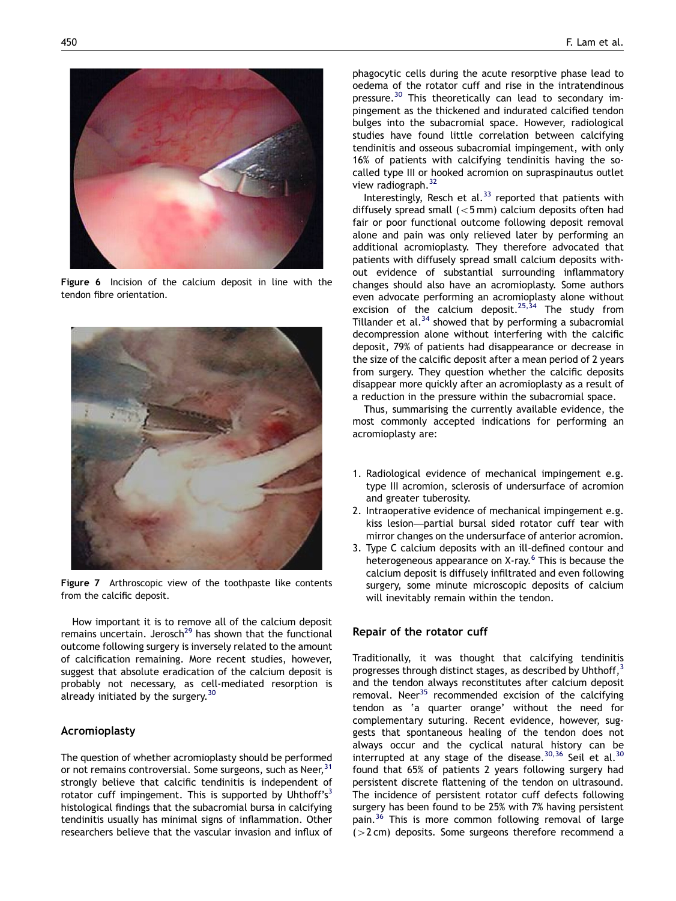Figure 6 Incision of the calcium deposit in line with the tendon fibre orientation.

Figure 7 Arthroscopic view of the toothpaste like contents from the calcific deposit.

How important it is to remove all of the calcium deposit remains uncertain. Jerosch[29] has shown that the functional outcome following surgery is inversely related to the amount of calcification remaining. More recent studies, however, suggest that absolute eradication of the calcium deposit is probably not necessary, as cell-mediated resorption is already initiated by the surgery.[30]

## Acromioplasty

The question of whether acromioplasty should be performed or not remains controversial. Some surgeons, such as Neer,[31] strongly believe that calcific tendinitis is independent of rotator cuff impingement. This is supported by Uhthoff's[3] histological findings that the subacromial bursa in calcifying tendinitis usually has minimal signs of inflammation. Other researchers believe that the vascular invasion and influx of phagocytic cells during the acute resorptive phase lead to oedema of the rotator cuff and rise in the intratendinous pressure.[30] This theoretically can lead to secondary impingement as the thickened and indurated calcified tendon bulges into the subacromial space. However, radiological studies have found little correlation between calcifying tendinitis and osseous subacromial impingement, with only 16% of patients with calcifying tendinitis having the so-called type III or hooked acromion on supraspinautus outlet view radiograph.[32]

Interestingly, Resch et al.[33] reported that patients with diffusely spread small (<5 mm) calcium deposits often had fair or poor functional outcome following deposit removal alone and pain was only relieved later by performing an additional acromioplasty. They therefore advocated that patients with diffusely spread small calcium deposits without evidence of substantial surrounding inflammatory changes should also have an acromioplasty. Some authors even advocate performing an acromioplasty alone without excision of the calcium deposit.[25,34] The study from Tillander et al.[34] showed that by performing a subacromial decompression alone without interfering with the calcific deposit, 79% of patients had disappearance or decrease in the size of the calcific deposit after a mean period of 2 years from surgery. They question whether the calcific deposits disappear more quickly after an acromioplasty as a result of a reduction in the pressure within the subacromial space.

Thus, summarising the currently available evidence, the most commonly accepted indications for performing an acromioplasty are:

1. Radiological evidence of mechanical impingement e.g. type III acromion, sclerosis of undersurface of acromion and greater tuberosity.
2. Intraoperative evidence of mechanical impingement e.g. kiss lesion—partial bursal sided rotator cuff tear with mirror changes on the undersurface of anterior acromion.
3. Type C calcium deposits with an ill-defined contour and heterogeneous appearance on X-ray.[6] This is because the calcium deposit is diffusely infiltrated and even following surgery, some minute microscopic deposits of calcium will inevitably remain within the tendon.

## Repair of the rotator cuff

Traditionally, it was thought that calcifying tendinitis progresses through distinct stages, as described by Uhthoff,[3] and the tendon always reconstitutes after calcium deposit removal. Neer[35] recommended excision of the calcifying tendon as 'a quarter orange' without the need for complementary suturing. Recent evidence, however, suggests that spontaneous healing of the tendon does not always occur and the cyclical natural history can be interrupted at any stage of the disease.[30,36] Seil et al.[30] found that 65% of patients 2 years following surgery had persistent discrete flattening of the tendon on ultrasound. The incidence of persistent rotator cuff defects following surgery has been found to be 25% with 7% having persistent pain.[36] This is more common following removal of large (>2 cm) deposits. Some surgeons therefore recommend a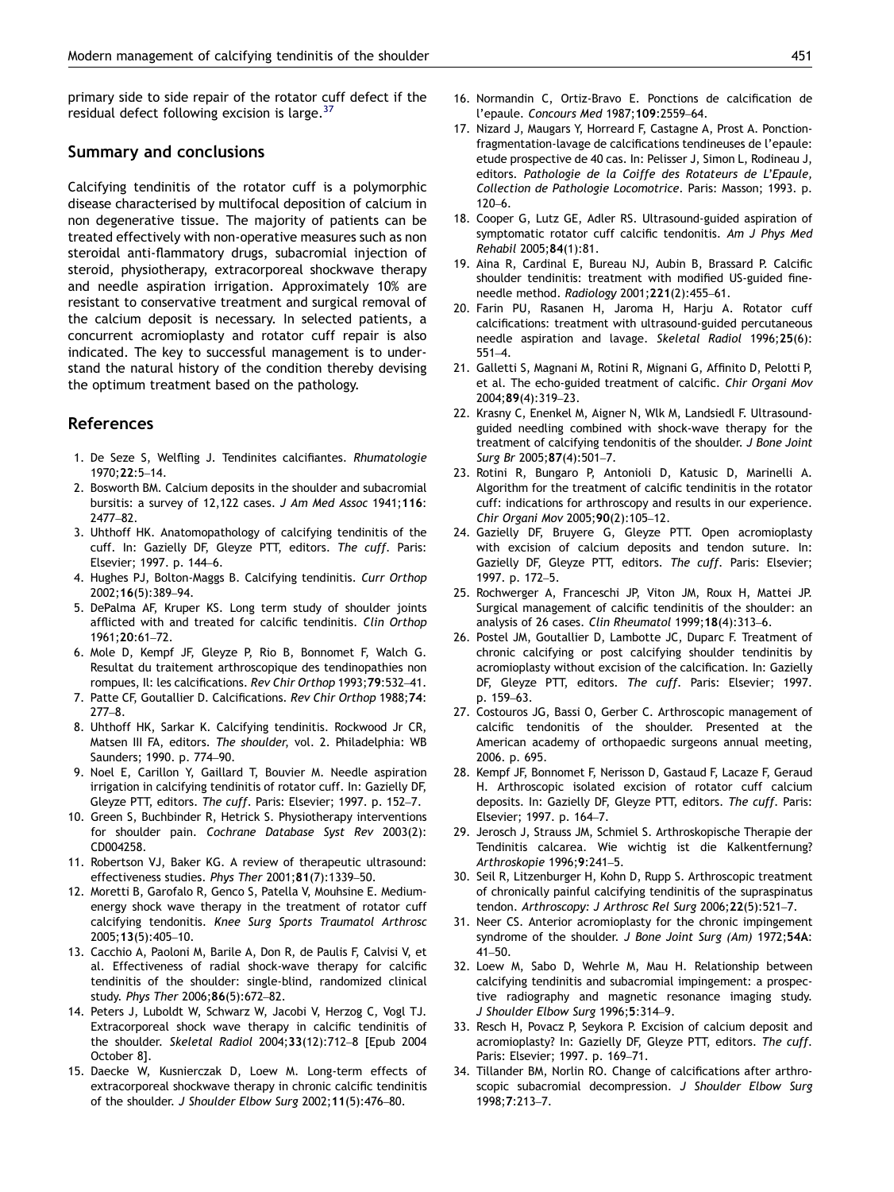primary side to side repair of the rotator cuff defect if the residual defect following excision is large.[37]

## Summary and conclusions

Calcifying tendinitis of the rotator cuff is a polymorphic disease characterised by multifocal deposition of calcium in non degenerative tissue. The majority of patients can be treated effectively with non-operative measures such as non steroidal anti-flammatory drugs, subacromial injection of steroid, physiotherapy, extracorporeal shockwave therapy and needle aspiration irrigation. Approximately 10% are resistant to conservative treatment and surgical removal of the calcium deposit is necessary. In selected patients, a concurrent acromioplasty and rotator cuff repair is also indicated. The key to successful management is to understand the natural history of the condition thereby devising the optimum treatment based on the pathology.

## References

1. De Seze S, Welfling J. Tendinites calcifiantes. *Rhumatologie* 1970;**22**:5–14.
2. Bosworth BM. Calcium deposits in the shoulder and subacromial bursitis: a survey of 12,122 cases. *J Am Med Assoc* 1941;**116**: 2477–82.
3. Uhthoff HK. Anatomopathology of calcifying tendinitis of the cuff. In: Gazielly DF, Gleyze PTT, editors. *The cuff*. Paris: Elsevier; 1997. p. 144–6.
4. Hughes PJ, Bolton-Maggs B. Calcifying tendinitis. *Curr Orthop* 2002;**16**(5):389–94.
5. DePalma AF, Kruper KS. Long term study of shoulder joints afflicted with and treated for calcific tendinitis. *Clin Orthop* 1961;**20**:61–72.
6. Mole D, Kempf JF, Gleyze P, Rio B, Bonnomet F, Walch G. Resultat du traitement arthroscopique des tendinopathies non rompues, II: les calcifications. *Rev Chir Orthop* 1993;**79**:532–41.
7. Patte CF, Goutallier D. Calcifications. *Rev Chir Orthop* 1988;**74**: 277–8.
8. Uhthoff HK, Sarkar K. Calcifying tendinitis. Rockwood Jr CR, Matsen III FA, editors. *The shoulder,* vol. 2. Philadelphia: WB Saunders; 1990. p. 774–90.
9. Noel E, Carillon Y, Gaillard T, Bouvier M. Needle aspiration irrigation in calcifying tendinitis of rotator cuff. In: Gazielly DF, Gleyze PTT, editors. *The cuff*. Paris: Elsevier; 1997. p. 152–7.
10. Green S, Buchbinder R, Hetrick S. Physiotherapy interventions for shoulder pain. *Cochrane Database Syst Rev* 2003(2): CD004258.
11. Robertson VJ, Baker KG. A review of therapeutic ultrasound: effectiveness studies. *Phys Ther* 2001;**81**(7):1339–50.
12. Moretti B, Garofalo R, Genco S, Patella V, Mouhsine E. Medium-energy shock wave therapy in the treatment of rotator cuff calcifying tendonitis. *Knee Surg Sports Traumatol Arthrosc* 2005;**13**(5):405–10.
13. Cacchio A, Paoloni M, Barile A, Don R, de Paulis F, Calvisi V, et al. Effectiveness of radial shock-wave therapy for calcific tendinitis of the shoulder: single-blind, randomized clinical study. *Phys Ther* 2006;**86**(5):672–82.
14. Peters J, Luboldt W, Schwarz W, Jacobi V, Herzog C, Vogl TJ. Extracorporeal shock wave therapy in calcific tendinitis of the shoulder. *Skeletal Radiol* 2004;**33**(12):712–8 [Epub 2004 October 8].
15. Daecke W, Kusnierczak D, Loew M. Long-term effects of extracorporeal shockwave therapy in chronic calcific tendinitis of the shoulder. *J Shoulder Elbow Surg* 2002;**11**(5):476–80.
16. Normandin C, Ortiz-Bravo E. Ponctions de calcification de l'epaule. *Concours Med* 1987;**109**:2559–64.
17. Nizard J, Maugars Y, Horreard F, Castagne A, Prost A. Ponction-fragmentation-lavage de calcifications tendineuses de l'epaule: etude prospective de 40 cas. In: Pelisser J, Simon L, Rodineau J, editors. *Pathologie de la Coiffe des Rotateurs de L'Epaule, Collection de Pathologie Locomotrice*. Paris: Masson; 1993. p. 120–6.
18. Cooper G, Lutz GE, Adler RS. Ultrasound-guided aspiration of symptomatic rotator cuff calcific tendonitis. *Am J Phys Med Rehabil* 2005;**84**(1):81.
19. Aina R, Cardinal E, Bureau NJ, Aubin B, Brassard P. Calcific shoulder tendinitis: treatment with modified US-guided fine-needle method. *Radiology* 2001;**221**(2):455–61.
20. Farin PU, Rasanen H, Jaroma H, Harju A. Rotator cuff calcifications: treatment with ultrasound-guided percutaneous needle aspiration and lavage. *Skeletal Radiol* 1996;**25**(6): 551–4.
21. Galletti S, Magnani M, Rotini R, Mignani G, Affinito D, Pelotti P, et al. The echo-guided treatment of calcific. *Chir Organi Mov* 2004;**89**(4):319–23.
22. Krasny C, Enenkel M, Aigner N, Wlk M, Landsiedl F. Ultrasound-guided needling combined with shock-wave therapy for the treatment of calcifying tendonitis of the shoulder. *J Bone Joint Surg Br* 2005;**87**(4):501–7.
23. Rotini R, Bungaro P, Antonioli D, Katusic D, Marinelli A. Algorithm for the treatment of calcific tendinitis in the rotator cuff: indications for arthroscopy and results in our experience. *Chir Organi Mov* 2005;**90**(2):105–12.
24. Gazielly DF, Bruyere G, Gleyze PTT. Open acromioplasty with excision of calcium deposits and tendon suture. In: Gazielly DF, Gleyze PTT, editors. *The cuff*. Paris: Elsevier; 1997. p. 172–5.
25. Rochwerger A, Franceschi JP, Viton JM, Roux H, Mattei JP. Surgical management of calcific tendinitis of the shoulder: an analysis of 26 cases. *Clin Rheumatol* 1999;**18**(4):313–6.
26. Postel JM, Goutallier D, Lambotte JC, Duparc F. Treatment of chronic calcifying or post calcifying shoulder tendinitis by acromioplasty without excision of the calcification. In: Gazielly DF, Gleyze PTT, editors. *The cuff*. Paris: Elsevier; 1997. p. 159–63.
27. Costouros JG, Bassi O, Gerber C. Arthroscopic management of calcific tendonitis of the shoulder. Presented at the American academy of orthopaedic surgeons annual meeting, 2006. p. 695.
28. Kempf JF, Bonnomet F, Nerisson D, Gastaud F, Lacaze F, Geraud H. Arthroscopic isolated excision of rotator cuff calcium deposits. In: Gazielly DF, Gleyze PTT, editors. *The cuff*. Paris: Elsevier; 1997. p. 164–7.
29. Jerosch J, Strauss JM, Schmiel S. Arthroskopische Therapie der Tendinitis calcarea. Wie wichtig ist die Kalkentfernung? *Arthroskopie* 1996;**9**:241–5.
30. Seil R, Litzenburger H, Kohn D, Rupp S. Arthroscopic treatment of chronically painful calcifying tendinitis of the supraspinatus tendon. *Arthroscopy: J Arthrosc Rel Surg* 2006;**22**(5):521–7.
31. Neer CS. Anterior acromioplasty for the chronic impingement syndrome of the shoulder. *J Bone Joint Surg (Am)* 1972;**54A**: 41–50.
32. Loew M, Sabo D, Wehrle M, Mau H. Relationship between calcifying tendinitis and subacromial impingement: a prospective radiography and magnetic resonance imaging study. *J Shoulder Elbow Surg* 1996;**5**:314–9.
33. Resch H, Povacz P, Seykora P. Excision of calcium deposit and acromioplasty? In: Gazielly DF, Gleyze PTT, editors. *The cuff*. Paris: Elsevier; 1997. p. 169–71.
34. Tillander BM, Norlin RO. Change of calcifications after arthroscopic subacromial decompression. *J Shoulder Elbow Surg* 1998;**7**:213–7.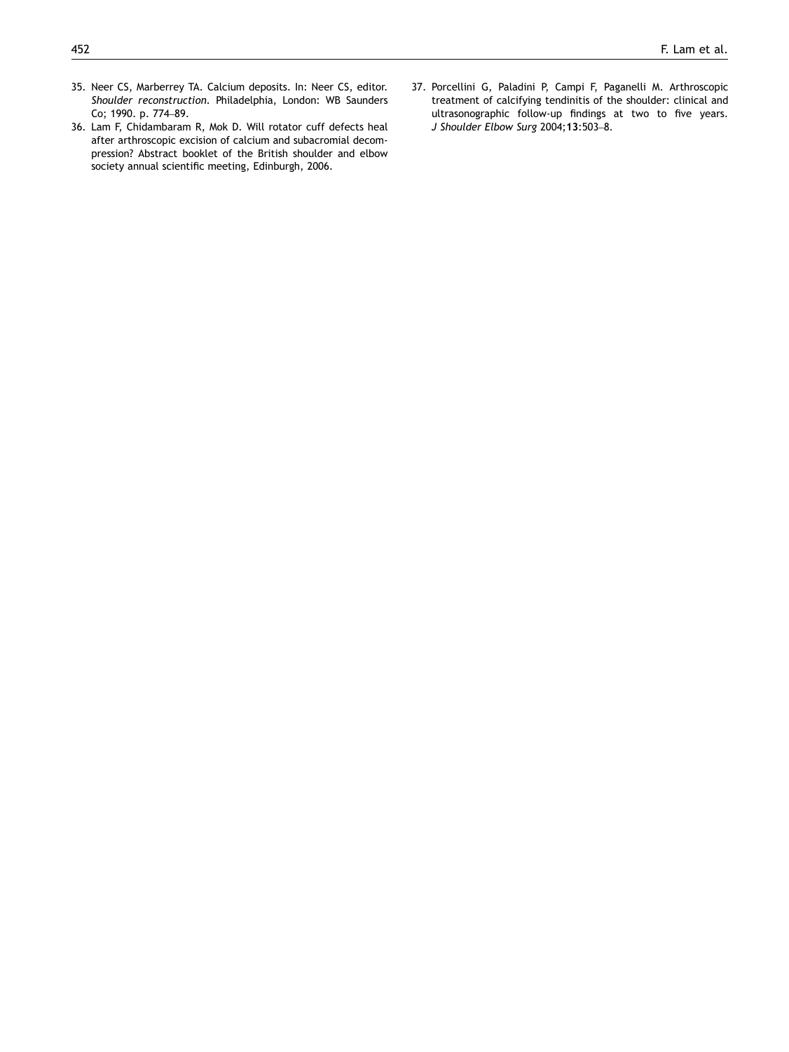35. Neer CS, Marberrey TA. Calcium deposits. In: Neer CS, editor. *Shoulder reconstruction*. Philadelphia, London: WB Saunders Co; 1990. p. 774–89.
36. Lam F, Chidambaram R, Mok D. Will rotator cuff defects heal after arthroscopic excision of calcium and subacromial decompression? Abstract booklet of the British shoulder and elbow society annual scientific meeting, Edinburgh, 2006.
37. Porcellini G, Paladini P, Campi F, Paganelli M. Arthroscopic treatment of calcifying tendinitis of the shoulder: clinical and ultrasonographic follow-up findings at two to five years. *J Shoulder Elbow Surg* 2004;**13**:503–8.